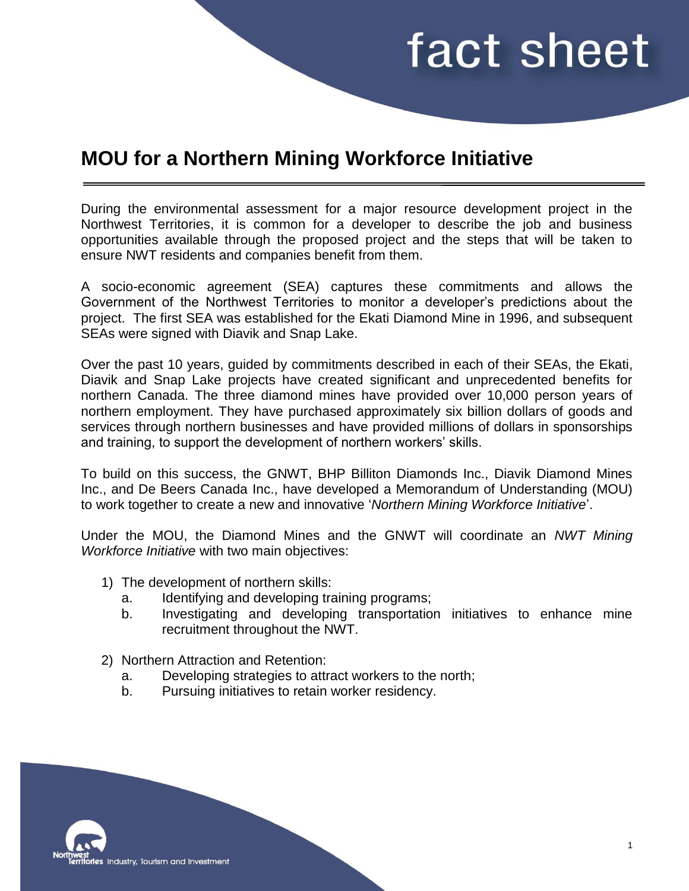fact sheet

# MOU for a Northern Mining Workforce Initiative

During the environmental assessment for a major resource development project in the Northwest Territories, it is common for a developer to describe the job and business opportunities available through the proposed project and the steps that will be taken to ensure NWT residents and companies benefit from them.

A socio-economic agreement (SEA) captures these commitments and allows the Government of the Northwest Territories to monitor a developer's predictions about the project. The first SEA was established for the Ekati Diamond Mine in 1996, and subsequent SEAs were signed with Diavik and Snap Lake.

Over the past 10 years, guided by commitments described in each of their SEAs, the Ekati, Diavik and Snap Lake projects have created significant and unprecedented benefits for northern Canada. The three diamond mines have provided over 10,000 person years of northern employment. They have purchased approximately six billion dollars of goods and services through northern businesses and have provided millions of dollars in sponsorships and training, to support the development of northern workers' skills.

To build on this success, the GNWT, BHP Billiton Diamonds Inc., Diavik Diamond Mines Inc., and De Beers Canada Inc., have developed a Memorandum of Understanding (MOU) to work together to create a new and innovative '*Northern Mining Workforce Initiative*'.

Under the MOU, the Diamond Mines and the GNWT will coordinate an *NWT Mining Workforce Initiative* with two main objectives:

1) The development of northern skills:
   a. Identifying and developing training programs;
   b. Investigating and developing transportation initiatives to enhance mine recruitment throughout the NWT.

2) Northern Attraction and Retention:
   a. Developing strategies to attract workers to the north;
   b. Pursuing initiatives to retain worker residency.

Northwest Territories Industry, Tourism and Investment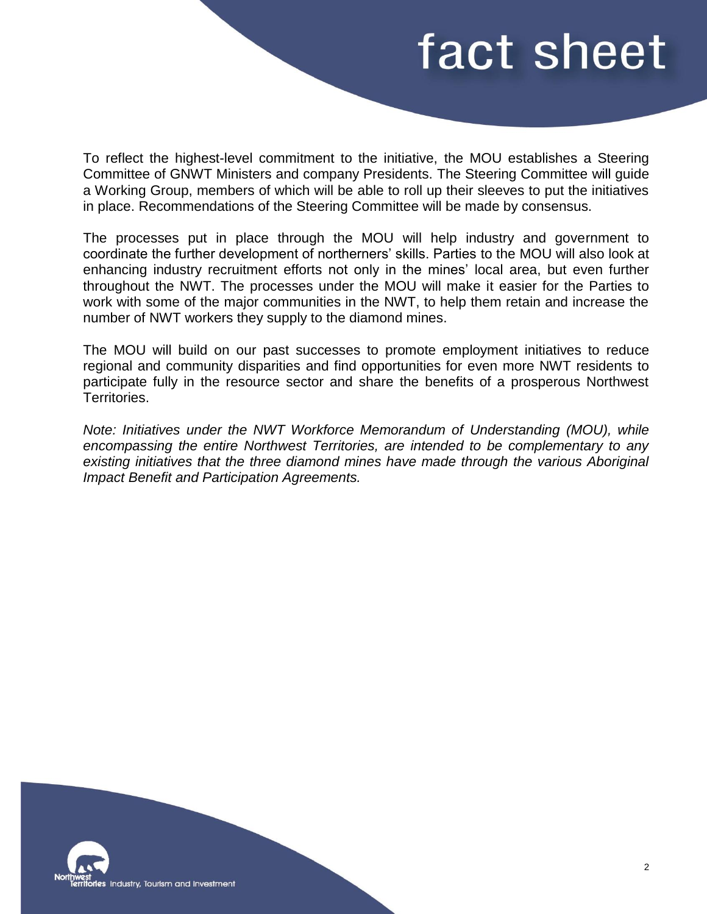To reflect the highest-level commitment to the initiative, the MOU establishes a Steering Committee of GNWT Ministers and company Presidents. The Steering Committee will guide a Working Group, members of which will be able to roll up their sleeves to put the initiatives in place. Recommendations of the Steering Committee will be made by consensus.

The processes put in place through the MOU will help industry and government to coordinate the further development of northerners' skills. Parties to the MOU will also look at enhancing industry recruitment efforts not only in the mines' local area, but even further throughout the NWT. The processes under the MOU will make it easier for the Parties to work with some of the major communities in the NWT, to help them retain and increase the number of NWT workers they supply to the diamond mines.

The MOU will build on our past successes to promote employment initiatives to reduce regional and community disparities and find opportunities for even more NWT residents to participate fully in the resource sector and share the benefits of a prosperous Northwest Territories.

*Note: Initiatives under the NWT Workforce Memorandum of Understanding (MOU), while encompassing the entire Northwest Territories, are intended to be complementary to any existing initiatives that the three diamond mines have made through the various Aboriginal Impact Benefit and Participation Agreements.*